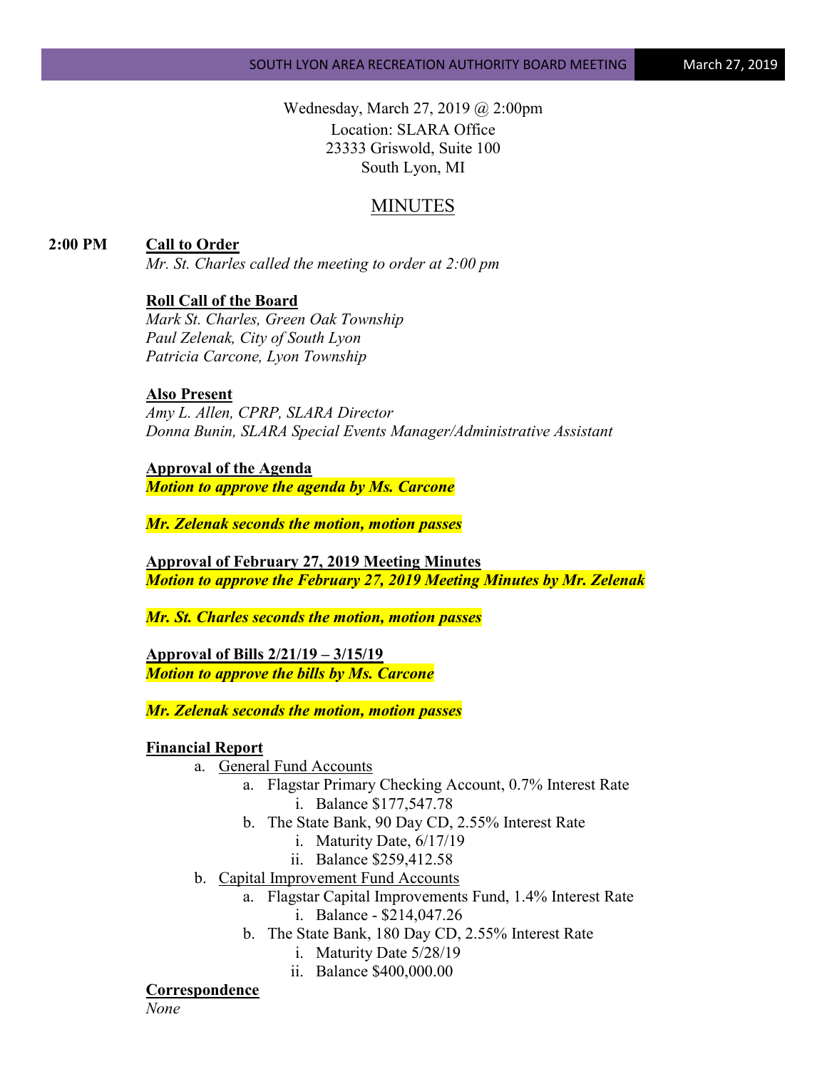Wednesday, March 27, 2019 @ 2:00pm
Location: SLARA Office
23333 Griswold, Suite 100
South Lyon, MI

# MINUTES

**2:00 PM** **Call to Order**

*Mr. St. Charles called the meeting to order at 2:00 pm*

**Roll Call of the Board**

*Mark St. Charles, Green Oak Township*
*Paul Zelenak, City of South Lyon*
*Patricia Carcone, Lyon Township*

**Also Present**

*Amy L. Allen, CPRP, SLARA Director*
*Donna Bunin, SLARA Special Events Manager/Administrative Assistant*

**Approval of the Agenda**

***Motion to approve the agenda by Ms. Carcone***

***Mr. Zelenak seconds the motion, motion passes***

**Approval of February 27, 2019 Meeting Minutes**

***Motion to approve the February 27, 2019 Meeting Minutes by Mr. Zelenak***

***Mr. St. Charles seconds the motion, motion passes***

**Approval of Bills 2/21/19 – 3/15/19**

***Motion to approve the bills by Ms. Carcone***

***Mr. Zelenak seconds the motion, motion passes***

**Financial Report**

a. General Fund Accounts
   a. Flagstar Primary Checking Account, 0.7% Interest Rate
      i. Balance $177,547.78
   b. The State Bank, 90 Day CD, 2.55% Interest Rate
      i. Maturity Date, 6/17/19
      ii. Balance $259,412.58
b. Capital Improvement Fund Accounts
   a. Flagstar Capital Improvements Fund, 1.4% Interest Rate
      i. Balance - $214,047.26
   b. The State Bank, 180 Day CD, 2.55% Interest Rate
      i. Maturity Date 5/28/19
      ii. Balance $400,000.00

**Correspondence**

*None*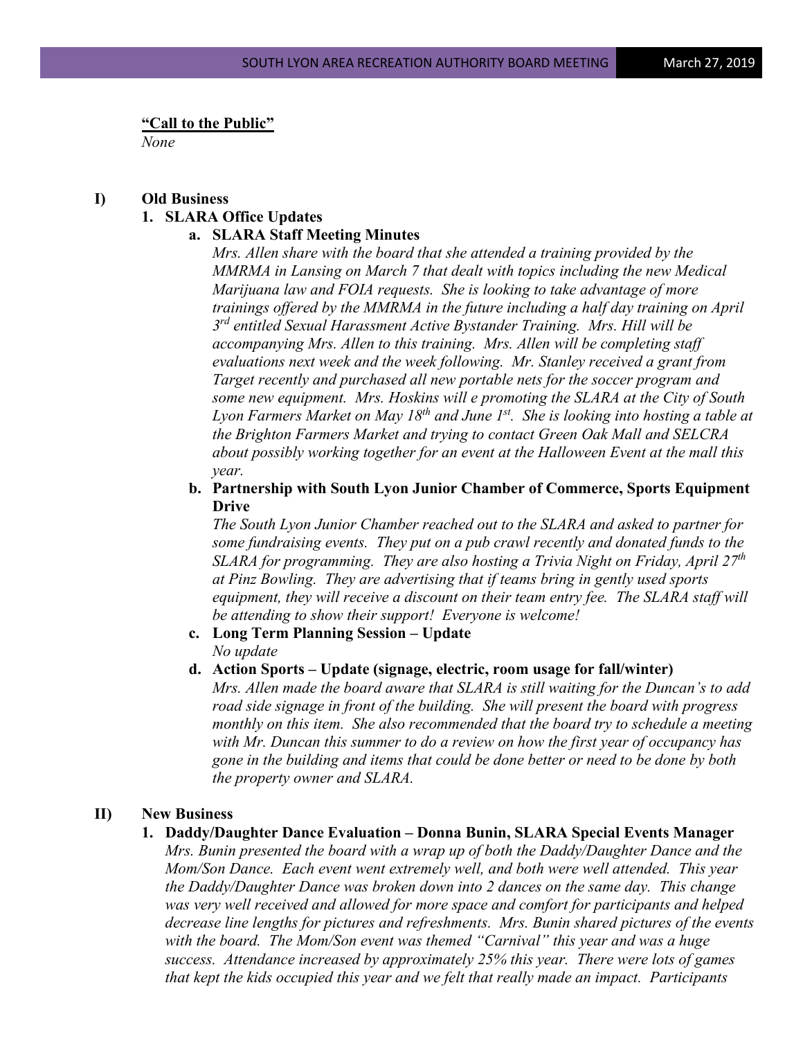**"Call to the Public"**

*None*

**I) Old Business**

**1. SLARA Office Updates**

**a. SLARA Staff Meeting Minutes**

*Mrs. Allen share with the board that she attended a training provided by the MMRMA in Lansing on March 7 that dealt with topics including the new Medical Marijuana law and FOIA requests. She is looking to take advantage of more trainings offered by the MMRMA in the future including a half day training on April 3rd entitled Sexual Harassment Active Bystander Training. Mrs. Hill will be accompanying Mrs. Allen to this training. Mrs. Allen will be completing staff evaluations next week and the week following. Mr. Stanley received a grant from Target recently and purchased all new portable nets for the soccer program and some new equipment. Mrs. Hoskins will e promoting the SLARA at the City of South Lyon Farmers Market on May 18th and June 1st. She is looking into hosting a table at the Brighton Farmers Market and trying to contact Green Oak Mall and SELCRA about possibly working together for an event at the Halloween Event at the mall this year.*

**b. Partnership with South Lyon Junior Chamber of Commerce, Sports Equipment Drive**

*The South Lyon Junior Chamber reached out to the SLARA and asked to partner for some fundraising events. They put on a pub crawl recently and donated funds to the SLARA for programming. They are also hosting a Trivia Night on Friday, April 27th at Pinz Bowling. They are advertising that if teams bring in gently used sports equipment, they will receive a discount on their team entry fee. The SLARA staff will be attending to show their support! Everyone is welcome!*

**c. Long Term Planning Session – Update**

*No update*

**d. Action Sports – Update (signage, electric, room usage for fall/winter)**

*Mrs. Allen made the board aware that SLARA is still waiting for the Duncan's to add road side signage in front of the building. She will present the board with progress monthly on this item. She also recommended that the board try to schedule a meeting with Mr. Duncan this summer to do a review on how the first year of occupancy has gone in the building and items that could be done better or need to be done by both the property owner and SLARA.*

**II) New Business**

**1. Daddy/Daughter Dance Evaluation – Donna Bunin, SLARA Special Events Manager**

*Mrs. Bunin presented the board with a wrap up of both the Daddy/Daughter Dance and the Mom/Son Dance. Each event went extremely well, and both were well attended. This year the Daddy/Daughter Dance was broken down into 2 dances on the same day. This change was very well received and allowed for more space and comfort for participants and helped decrease line lengths for pictures and refreshments. Mrs. Bunin shared pictures of the events with the board. The Mom/Son event was themed "Carnival" this year and was a huge success. Attendance increased by approximately 25% this year. There were lots of games that kept the kids occupied this year and we felt that really made an impact. Participants*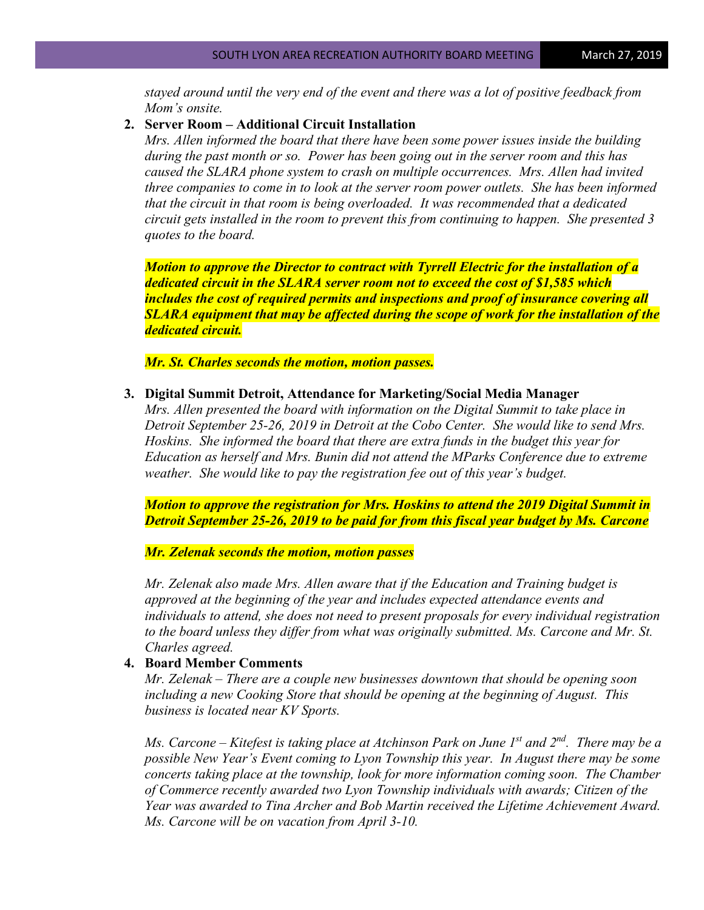*stayed around until the very end of the event and there was a lot of positive feedback from Mom's onsite.*

2. **Server Room – Additional Circuit Installation**

   *Mrs. Allen informed the board that there have been some power issues inside the building during the past month or so. Power has been going out in the server room and this has caused the SLARA phone system to crash on multiple occurrences. Mrs. Allen had invited three companies to come in to look at the server room power outlets. She has been informed that the circuit in that room is being overloaded. It was recommended that a dedicated circuit gets installed in the room to prevent this from continuing to happen. She presented 3 quotes to the board.*

   ***Motion to approve the Director to contract with Tyrrell Electric for the installation of a dedicated circuit in the SLARA server room not to exceed the cost of $1,585 which includes the cost of required permits and inspections and proof of insurance covering all SLARA equipment that may be affected during the scope of work for the installation of the dedicated circuit.***

   ***Mr. St. Charles seconds the motion, motion passes.***

3. **Digital Summit Detroit, Attendance for Marketing/Social Media Manager**

   *Mrs. Allen presented the board with information on the Digital Summit to take place in Detroit September 25-26, 2019 in Detroit at the Cobo Center. She would like to send Mrs. Hoskins. She informed the board that there are extra funds in the budget this year for Education as herself and Mrs. Bunin did not attend the MParks Conference due to extreme weather. She would like to pay the registration fee out of this year's budget.*

   ***Motion to approve the registration for Mrs. Hoskins to attend the 2019 Digital Summit in Detroit September 25-26, 2019 to be paid for from this fiscal year budget by Ms. Carcone***

   ***Mr. Zelenak seconds the motion, motion passes***

   *Mr. Zelenak also made Mrs. Allen aware that if the Education and Training budget is approved at the beginning of the year and includes expected attendance events and individuals to attend, she does not need to present proposals for every individual registration to the board unless they differ from what was originally submitted. Ms. Carcone and Mr. St. Charles agreed.*

4. **Board Member Comments**

   *Mr. Zelenak – There are a couple new businesses downtown that should be opening soon including a new Cooking Store that should be opening at the beginning of August. This business is located near KV Sports.*

   *Ms. Carcone – Kitefest is taking place at Atchinson Park on June 1st and 2nd. There may be a possible New Year's Event coming to Lyon Township this year. In August there may be some concerts taking place at the township, look for more information coming soon. The Chamber of Commerce recently awarded two Lyon Township individuals with awards; Citizen of the Year was awarded to Tina Archer and Bob Martin received the Lifetime Achievement Award. Ms. Carcone will be on vacation from April 3-10.*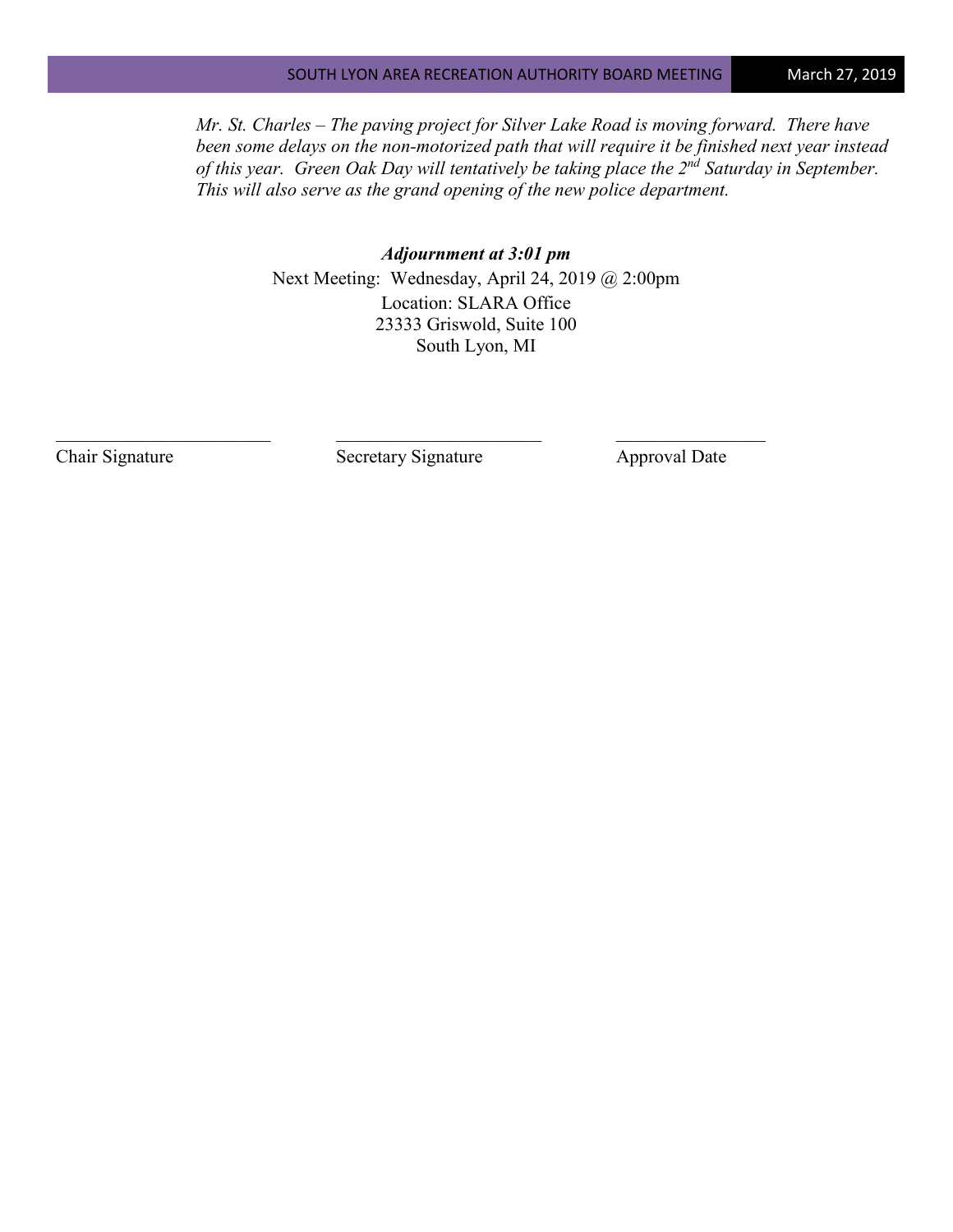*Mr. St. Charles – The paving project for Silver Lake Road is moving forward. There have been some delays on the non-motorized path that will require it be finished next year instead of this year. Green Oak Day will tentatively be taking place the 2nd Saturday in September. This will also serve as the grand opening of the new police department.*

***Adjournment at 3:01 pm***

Next Meeting: Wednesday, April 24, 2019 @ 2:00pm
Location: SLARA Office
23333 Griswold, Suite 100
South Lyon, MI

________________________ ________________________ ________________

Chair Signature Secretary Signature Approval Date